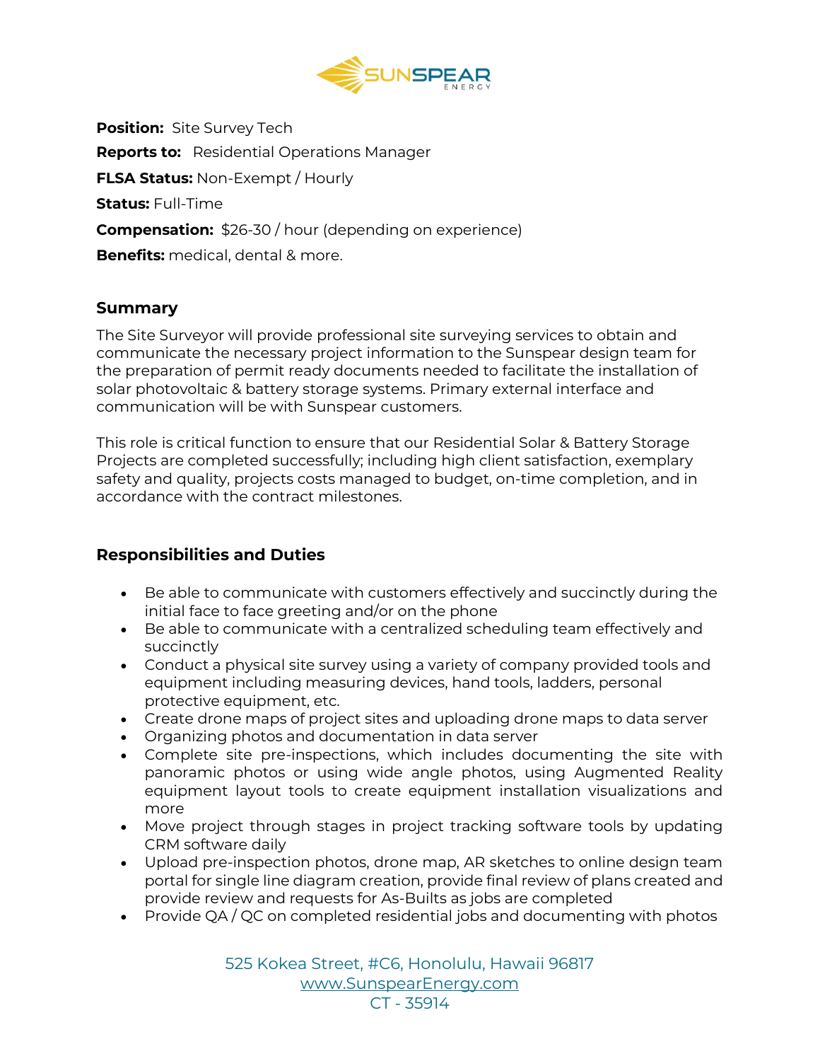**Position:** Site Survey Tech

**Reports to:** Residential Operations Manager

**FLSA Status:** Non-Exempt / Hourly

**Status:** Full-Time

**Compensation:** $26-30 / hour (depending on experience)

**Benefits:** medical, dental & more.

## Summary

The Site Surveyor will provide professional site surveying services to obtain and communicate the necessary project information to the Sunspear design team for the preparation of permit ready documents needed to facilitate the installation of solar photovoltaic & battery storage systems. Primary external interface and communication will be with Sunspear customers.

This role is critical function to ensure that our Residential Solar & Battery Storage Projects are completed successfully; including high client satisfaction, exemplary safety and quality, projects costs managed to budget, on-time completion, and in accordance with the contract milestones.

## Responsibilities and Duties

- Be able to communicate with customers effectively and succinctly during the initial face to face greeting and/or on the phone
- Be able to communicate with a centralized scheduling team effectively and succinctly
- Conduct a physical site survey using a variety of company provided tools and equipment including measuring devices, hand tools, ladders, personal protective equipment, etc.
- Create drone maps of project sites and uploading drone maps to data server
- Organizing photos and documentation in data server
- Complete site pre-inspections, which includes documenting the site with panoramic photos or using wide angle photos, using Augmented Reality equipment layout tools to create equipment installation visualizations and more
- Move project through stages in project tracking software tools by updating CRM software daily
- Upload pre-inspection photos, drone map, AR sketches to online design team portal for single line diagram creation, provide final review of plans created and provide review and requests for As-Builts as jobs are completed
- Provide QA / QC on completed residential jobs and documenting with photos

525 Kokea Street, #C6, Honolulu, Hawaii 96817
www.SunspearEnergy.com
CT - 35914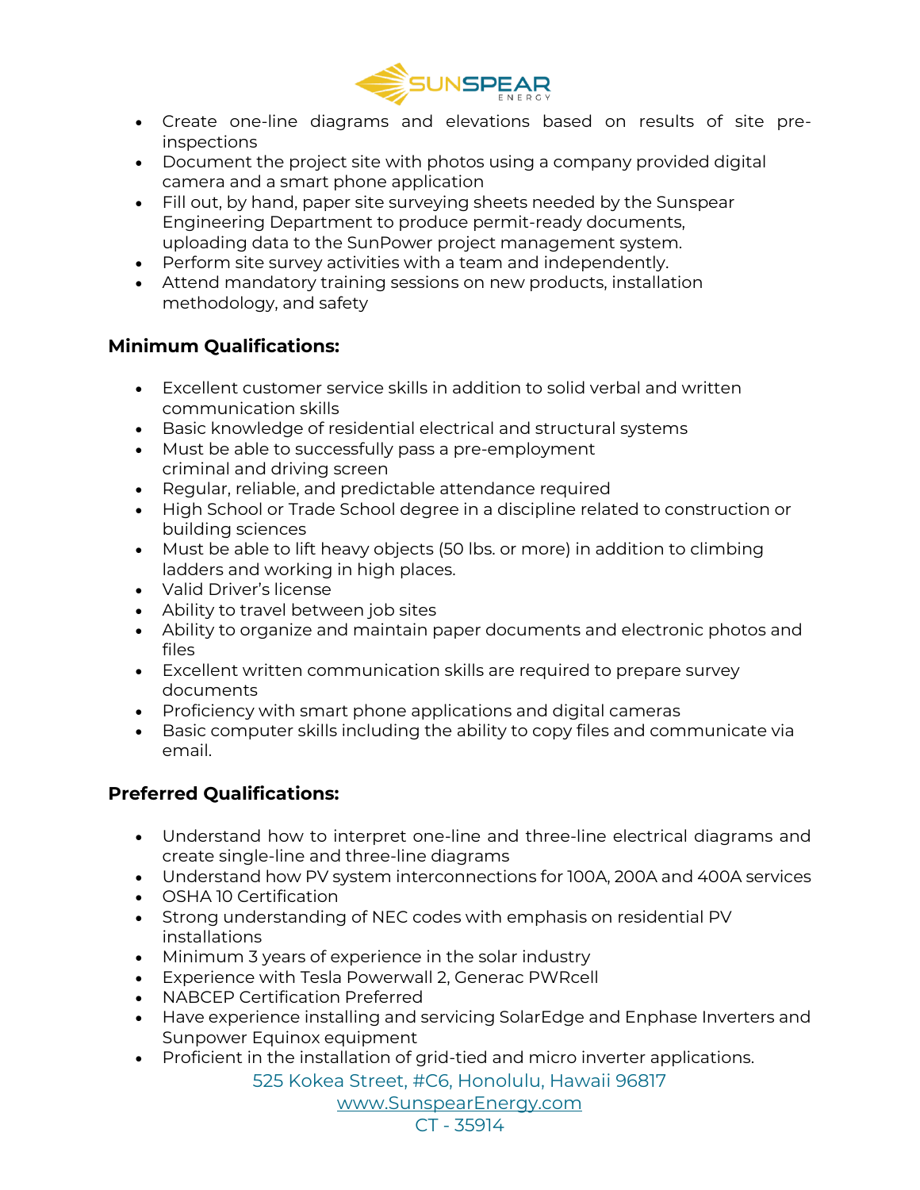- Create one-line diagrams and elevations based on results of site pre-inspections
- Document the project site with photos using a company provided digital camera and a smart phone application
- Fill out, by hand, paper site surveying sheets needed by the Sunspear Engineering Department to produce permit-ready documents, uploading data to the SunPower project management system.
- Perform site survey activities with a team and independently.
- Attend mandatory training sessions on new products, installation methodology, and safety

**Minimum Qualifications:**

- Excellent customer service skills in addition to solid verbal and written communication skills
- Basic knowledge of residential electrical and structural systems
- Must be able to successfully pass a pre-employment criminal and driving screen
- Regular, reliable, and predictable attendance required
- High School or Trade School degree in a discipline related to construction or building sciences
- Must be able to lift heavy objects (50 lbs. or more) in addition to climbing ladders and working in high places.
- Valid Driver's license
- Ability to travel between job sites
- Ability to organize and maintain paper documents and electronic photos and files
- Excellent written communication skills are required to prepare survey documents
- Proficiency with smart phone applications and digital cameras
- Basic computer skills including the ability to copy files and communicate via email.

**Preferred Qualifications:**

- Understand how to interpret one-line and three-line electrical diagrams and create single-line and three-line diagrams
- Understand how PV system interconnections for 100A, 200A and 400A services
- OSHA 10 Certification
- Strong understanding of NEC codes with emphasis on residential PV installations
- Minimum 3 years of experience in the solar industry
- Experience with Tesla Powerwall 2, Generac PWRcell
- NABCEP Certification Preferred
- Have experience installing and servicing SolarEdge and Enphase Inverters and Sunpower Equinox equipment
- Proficient in the installation of grid-tied and micro inverter applications.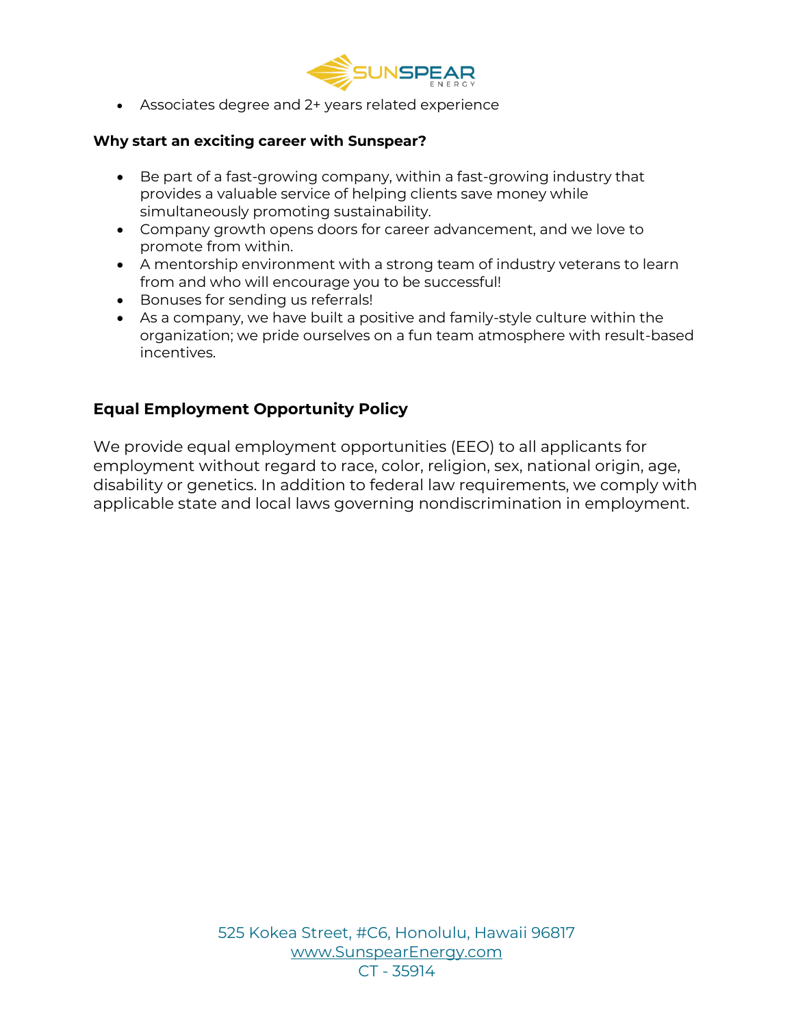- Associates degree and 2+ years related experience

**Why start an exciting career with Sunspear?**

- Be part of a fast-growing company, within a fast-growing industry that provides a valuable service of helping clients save money while simultaneously promoting sustainability.
- Company growth opens doors for career advancement, and we love to promote from within.
- A mentorship environment with a strong team of industry veterans to learn from and who will encourage you to be successful!
- Bonuses for sending us referrals!
- As a company, we have built a positive and family-style culture within the organization; we pride ourselves on a fun team atmosphere with result-based incentives.

## Equal Employment Opportunity Policy

We provide equal employment opportunities (EEO) to all applicants for employment without regard to race, color, religion, sex, national origin, age, disability or genetics. In addition to federal law requirements, we comply with applicable state and local laws governing nondiscrimination in employment.